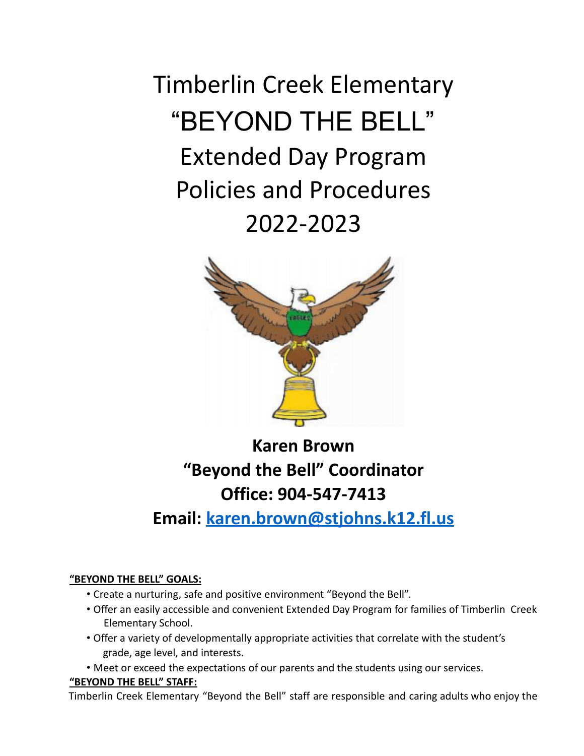# Timberlin Creek Elementary
# "BEYOND THE BELL"
# Extended Day Program
# Policies and Procedures
# 2022-2023

**Karen Brown**
**"Beyond the Bell" Coordinator**
**Office: 904-547-7413**
**Email: karen.brown@stjohns.k12.fl.us**

**"BEYOND THE BELL" GOALS:**

- Create a nurturing, safe and positive environment "Beyond the Bell".
- Offer an easily accessible and convenient Extended Day Program for families of Timberlin Creek Elementary School.
- Offer a variety of developmentally appropriate activities that correlate with the student's grade, age level, and interests.
- Meet or exceed the expectations of our parents and the students using our services.

**"BEYOND THE BELL" STAFF:**

Timberlin Creek Elementary "Beyond the Bell" staff are responsible and caring adults who enjoy the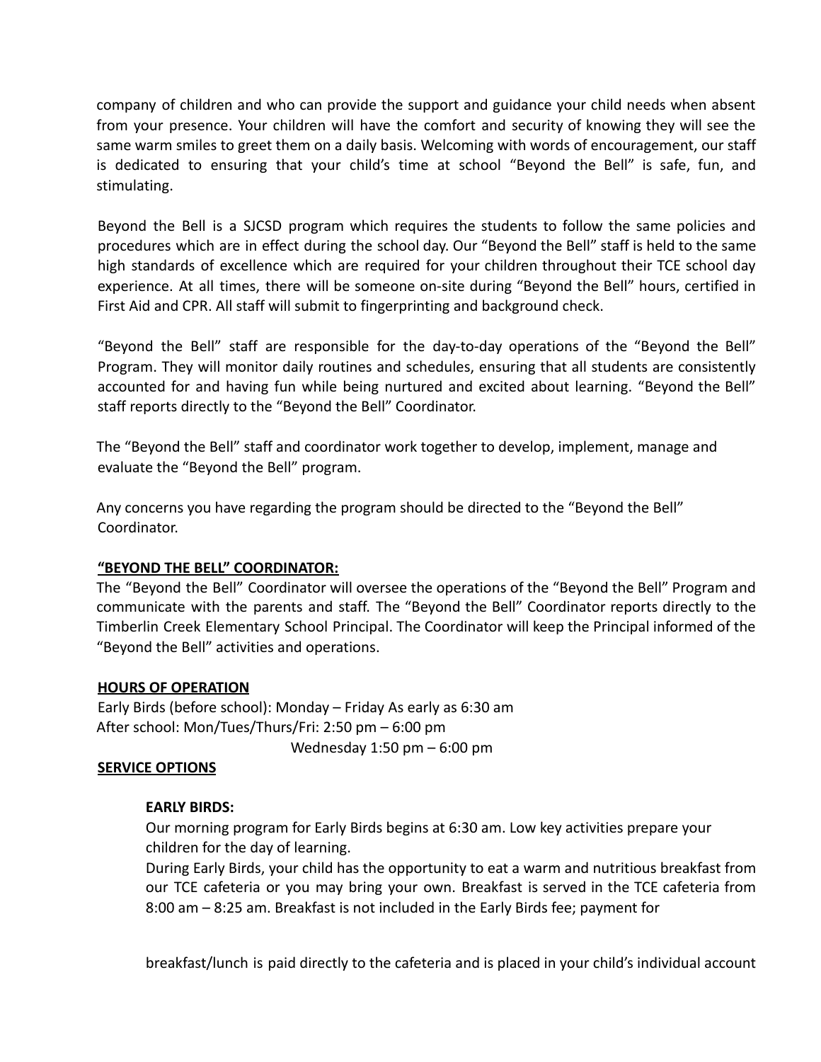company of children and who can provide the support and guidance your child needs when absent from your presence. Your children will have the comfort and security of knowing they will see the same warm smiles to greet them on a daily basis. Welcoming with words of encouragement, our staff is dedicated to ensuring that your child's time at school "Beyond the Bell" is safe, fun, and stimulating.

Beyond the Bell is a SJCSD program which requires the students to follow the same policies and procedures which are in effect during the school day. Our "Beyond the Bell" staff is held to the same high standards of excellence which are required for your children throughout their TCE school day experience. At all times, there will be someone on-site during "Beyond the Bell" hours, certified in First Aid and CPR. All staff will submit to fingerprinting and background check.

"Beyond the Bell" staff are responsible for the day-to-day operations of the "Beyond the Bell" Program. They will monitor daily routines and schedules, ensuring that all students are consistently accounted for and having fun while being nurtured and excited about learning. "Beyond the Bell" staff reports directly to the "Beyond the Bell" Coordinator.

The "Beyond the Bell" staff and coordinator work together to develop, implement, manage and evaluate the "Beyond the Bell" program.

Any concerns you have regarding the program should be directed to the "Beyond the Bell" Coordinator.

**"BEYOND THE BELL" COORDINATOR:**

The "Beyond the Bell" Coordinator will oversee the operations of the "Beyond the Bell" Program and communicate with the parents and staff. The "Beyond the Bell" Coordinator reports directly to the Timberlin Creek Elementary School Principal. The Coordinator will keep the Principal informed of the "Beyond the Bell" activities and operations.

**HOURS OF OPERATION**

Early Birds (before school): Monday – Friday As early as 6:30 am
After school: Mon/Tues/Thurs/Fri: 2:50 pm – 6:00 pm
Wednesday 1:50 pm – 6:00 pm

**SERVICE OPTIONS**

**EARLY BIRDS:**

Our morning program for Early Birds begins at 6:30 am. Low key activities prepare your children for the day of learning.

During Early Birds, your child has the opportunity to eat a warm and nutritious breakfast from our TCE cafeteria or you may bring your own. Breakfast is served in the TCE cafeteria from 8:00 am – 8:25 am. Breakfast is not included in the Early Birds fee; payment for breakfast/lunch is paid directly to the cafeteria and is placed in your child's individual account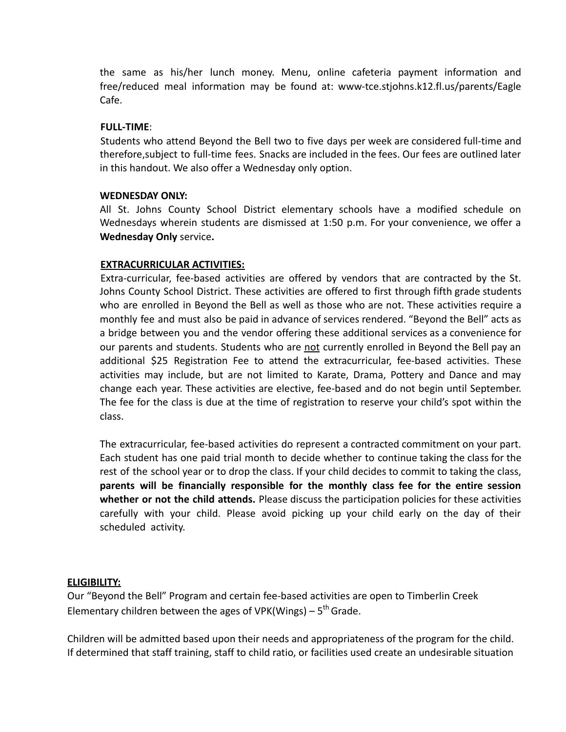the same as his/her lunch money. Menu, online cafeteria payment information and free/reduced meal information may be found at: www-tce.stjohns.k12.fl.us/parents/Eagle Cafe.

**FULL-TIME**:
Students who attend Beyond the Bell two to five days per week are considered full-time and therefore,subject to full-time fees. Snacks are included in the fees. Our fees are outlined later in this handout. We also offer a Wednesday only option.

**WEDNESDAY ONLY:**
All St. Johns County School District elementary schools have a modified schedule on Wednesdays wherein students are dismissed at 1:50 p.m. For your convenience, we offer a **Wednesday Only** service**.**

**EXTRACURRICULAR ACTIVITIES:**
Extra-curricular, fee-based activities are offered by vendors that are contracted by the St. Johns County School District. These activities are offered to first through fifth grade students who are enrolled in Beyond the Bell as well as those who are not. These activities require a monthly fee and must also be paid in advance of services rendered. "Beyond the Bell" acts as a bridge between you and the vendor offering these additional services as a convenience for our parents and students. Students who are not currently enrolled in Beyond the Bell pay an additional $25 Registration Fee to attend the extracurricular, fee-based activities. These activities may include, but are not limited to Karate, Drama, Pottery and Dance and may change each year. These activities are elective, fee-based and do not begin until September. The fee for the class is due at the time of registration to reserve your child's spot within the class.

The extracurricular, fee-based activities do represent a contracted commitment on your part. Each student has one paid trial month to decide whether to continue taking the class for the rest of the school year or to drop the class. If your child decides to commit to taking the class, **parents will be financially responsible for the monthly class fee for the entire session whether or not the child attends.** Please discuss the participation policies for these activities carefully with your child. Please avoid picking up your child early on the day of their scheduled activity.

**ELIGIBILITY:**
Our "Beyond the Bell" Program and certain fee-based activities are open to Timberlin Creek Elementary children between the ages of VPK(Wings) – 5th Grade.

Children will be admitted based upon their needs and appropriateness of the program for the child. If determined that staff training, staff to child ratio, or facilities used create an undesirable situation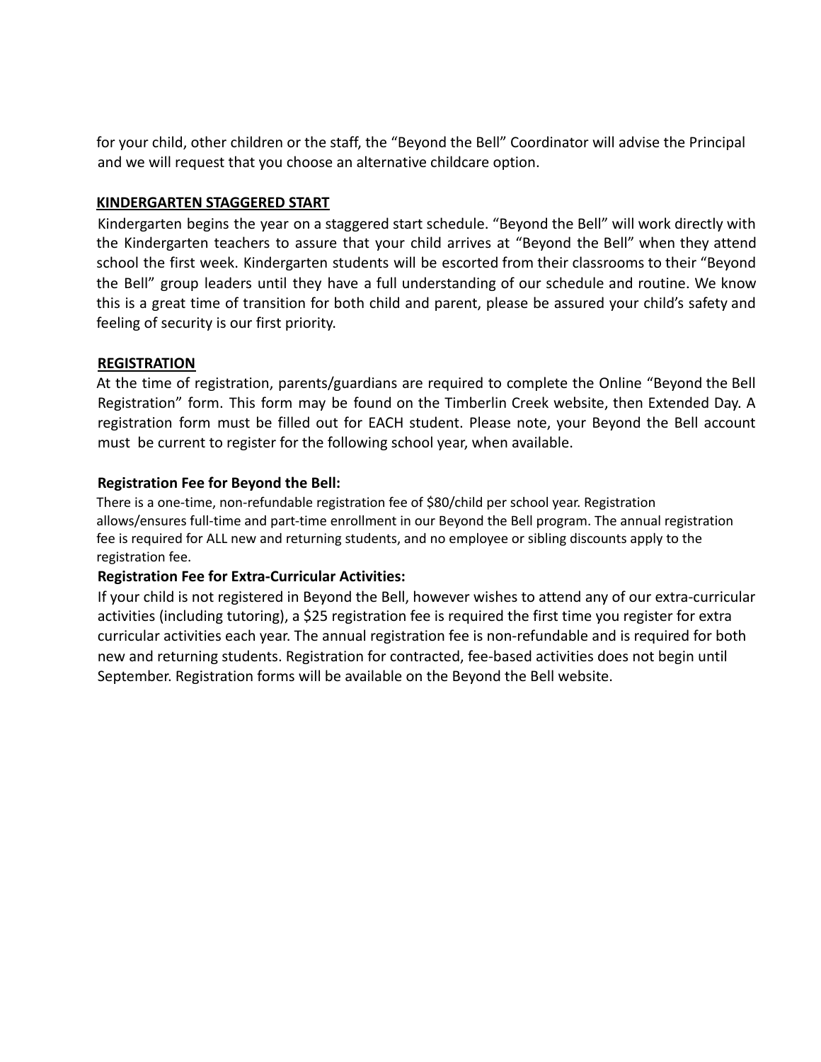for your child, other children or the staff, the “Beyond the Bell” Coordinator will advise the Principal and we will request that you choose an alternative childcare option.

## KINDERGARTEN STAGGERED START

Kindergarten begins the year on a staggered start schedule. “Beyond the Bell” will work directly with the Kindergarten teachers to assure that your child arrives at “Beyond the Bell” when they attend school the first week. Kindergarten students will be escorted from their classrooms to their “Beyond the Bell” group leaders until they have a full understanding of our schedule and routine. We know this is a great time of transition for both child and parent, please be assured your child’s safety and feeling of security is our first priority.

## REGISTRATION

At the time of registration, parents/guardians are required to complete the Online “Beyond the Bell Registration” form. This form may be found on the Timberlin Creek website, then Extended Day. A registration form must be filled out for EACH student. Please note, your Beyond the Bell account must be current to register for the following school year, when available.

### Registration Fee for Beyond the Bell:

There is a one-time, non-refundable registration fee of $80/child per school year. Registration allows/ensures full-time and part-time enrollment in our Beyond the Bell program. The annual registration fee is required for ALL new and returning students, and no employee or sibling discounts apply to the registration fee.

### Registration Fee for Extra-Curricular Activities:

If your child is not registered in Beyond the Bell, however wishes to attend any of our extra-curricular activities (including tutoring), a $25 registration fee is required the first time you register for extra curricular activities each year. The annual registration fee is non-refundable and is required for both new and returning students. Registration for contracted, fee-based activities does not begin until September. Registration forms will be available on the Beyond the Bell website.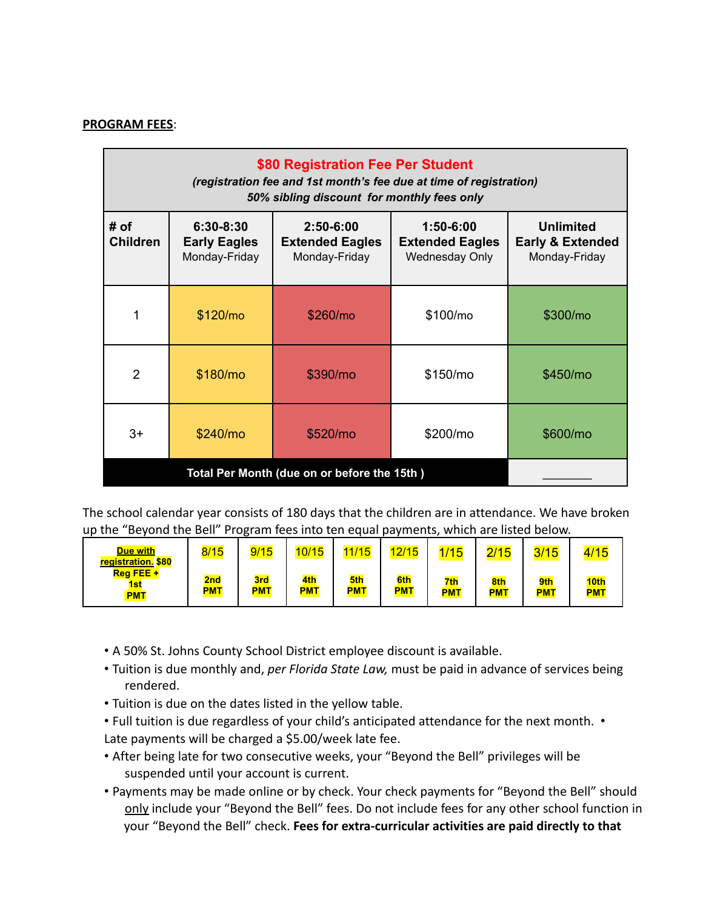**PROGRAM FEES**:

| **$80 Registration Fee Per Student** *(registration fee and 1st month's fee due at time of registration)* *50% sibling discount for monthly fees only* | | | | |
|---|---|---|---|---|
| **# of Children** | **6:30-8:30 Early Eagles** Monday-Friday | **2:50-6:00 Extended Eagles** Monday-Friday | **1:50-6:00 Extended Eagles** Wednesday Only | **Unlimited Early & Extended** Monday-Friday |
| 1 | $120/mo | $260/mo | $100/mo | $300/mo |
| 2 | $180/mo | $390/mo | $150/mo | $450/mo |
| 3+ | $240/mo | $520/mo | $200/mo | $600/mo |
| **Total Per Month (due on or before the 15th )** | | | | ______ |

The school calendar year consists of 180 days that the children are in attendance. We have broken up the "Beyond the Bell" Program fees into ten equal payments, which are listed below.

| **Due with registration. $80 Reg FEE + 1st PMT** | 8/15 | 9/15 | 10/15 | 11/15 | 12/15 | 1/15 | 2/15 | 3/15 | 4/15 |
|---|---|---|---|---|---|---|---|---|---|
| | **2nd PMT** | **3rd PMT** | **4th PMT** | **5th PMT** | **6th PMT** | **7th PMT** | **8th PMT** | **9th PMT** | **10th PMT** |

- A 50% St. Johns County School District employee discount is available.
- Tuition is due monthly and, *per Florida State Law,* must be paid in advance of services being rendered.
- Tuition is due on the dates listed in the yellow table.
- Full tuition is due regardless of your child's anticipated attendance for the next month. • Late payments will be charged a $5.00/week late fee.
- After being late for two consecutive weeks, your "Beyond the Bell" privileges will be suspended until your account is current.
- Payments may be made online or by check. Your check payments for "Beyond the Bell" should only include your "Beyond the Bell" fees. Do not include fees for any other school function in your "Beyond the Bell" check. **Fees for extra-curricular activities are paid directly to that**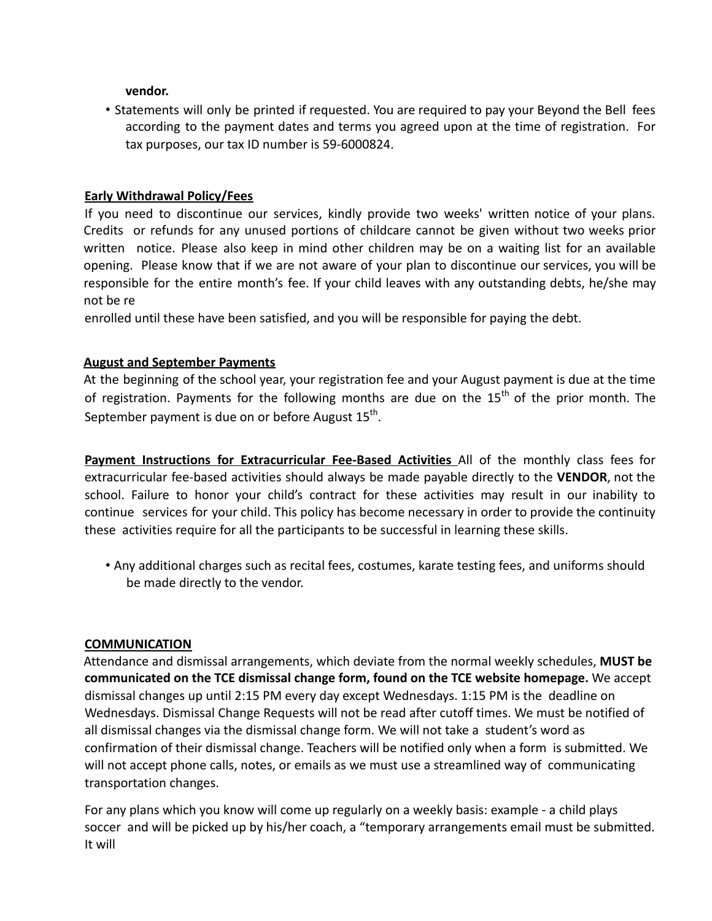**vendor.**

- Statements will only be printed if requested. You are required to pay your Beyond the Bell fees according to the payment dates and terms you agreed upon at the time of registration. For tax purposes, our tax ID number is 59-6000824.

**Early Withdrawal Policy/Fees**

If you need to discontinue our services, kindly provide two weeks' written notice of your plans. Credits or refunds for any unused portions of childcare cannot be given without two weeks prior written notice. Please also keep in mind other children may be on a waiting list for an available opening. Please know that if we are not aware of your plan to discontinue our services, you will be responsible for the entire month's fee. If your child leaves with any outstanding debts, he/she may not be re

enrolled until these have been satisfied, and you will be responsible for paying the debt.

**August and September Payments**

At the beginning of the school year, your registration fee and your August payment is due at the time of registration. Payments for the following months are due on the 15th of the prior month. The September payment is due on or before August 15th.

**Payment Instructions for Extracurricular Fee-Based Activities** All of the monthly class fees for extracurricular fee-based activities should always be made payable directly to the **VENDOR**, not the school. Failure to honor your child's contract for these activities may result in our inability to continue services for your child. This policy has become necessary in order to provide the continuity these activities require for all the participants to be successful in learning these skills.

- Any additional charges such as recital fees, costumes, karate testing fees, and uniforms should be made directly to the vendor.

**COMMUNICATION**

Attendance and dismissal arrangements, which deviate from the normal weekly schedules, **MUST be communicated on the TCE dismissal change form, found on the TCE website homepage.** We accept dismissal changes up until 2:15 PM every day except Wednesdays. 1:15 PM is the deadline on Wednesdays. Dismissal Change Requests will not be read after cutoff times. We must be notified of all dismissal changes via the dismissal change form. We will not take a student's word as confirmation of their dismissal change. Teachers will be notified only when a form is submitted. We will not accept phone calls, notes, or emails as we must use a streamlined way of communicating transportation changes.

For any plans which you know will come up regularly on a weekly basis: example - a child plays soccer and will be picked up by his/her coach, a "temporary arrangements email must be submitted. It will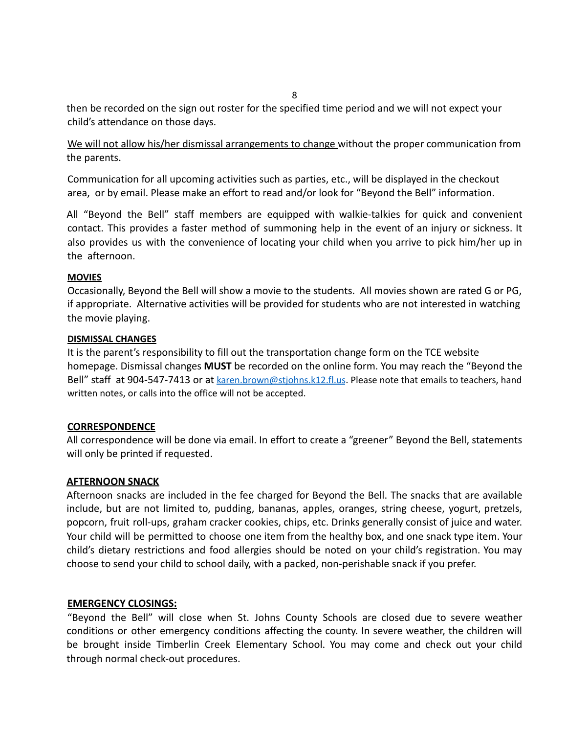then be recorded on the sign out roster for the specified time period and we will not expect your child's attendance on those days.

<u>We will not allow his/her dismissal arrangements to change</u> without the proper communication from the parents.

Communication for all upcoming activities such as parties, etc., will be displayed in the checkout area, or by email. Please make an effort to read and/or look for "Beyond the Bell" information.

All "Beyond the Bell" staff members are equipped with walkie-talkies for quick and convenient contact. This provides a faster method of summoning help in the event of an injury or sickness. It also provides us with the convenience of locating your child when you arrive to pick him/her up in the afternoon.

**<u>MOVIES</u>**

Occasionally, Beyond the Bell will show a movie to the students. All movies shown are rated G or PG, if appropriate. Alternative activities will be provided for students who are not interested in watching the movie playing.

**<u>DISMISSAL CHANGES</u>**

It is the parent's responsibility to fill out the transportation change form on the TCE website homepage. Dismissal changes **MUST** be recorded on the online form. You may reach the "Beyond the Bell" staff at 904-547-7413 or at karen.brown@stjohns.k12.fl.us. Please note that emails to teachers, hand written notes, or calls into the office will not be accepted.

**<u>CORRESPONDENCE</u>**

All correspondence will be done via email. In effort to create a "greener" Beyond the Bell, statements will only be printed if requested.

**<u>AFTERNOON SNACK</u>**

Afternoon snacks are included in the fee charged for Beyond the Bell. The snacks that are available include, but are not limited to, pudding, bananas, apples, oranges, string cheese, yogurt, pretzels, popcorn, fruit roll-ups, graham cracker cookies, chips, etc. Drinks generally consist of juice and water. Your child will be permitted to choose one item from the healthy box, and one snack type item. Your child's dietary restrictions and food allergies should be noted on your child's registration. You may choose to send your child to school daily, with a packed, non-perishable snack if you prefer.

**<u>EMERGENCY CLOSINGS:</u>**

"Beyond the Bell" will close when St. Johns County Schools are closed due to severe weather conditions or other emergency conditions affecting the county. In severe weather, the children will be brought inside Timberlin Creek Elementary School. You may come and check out your child through normal check-out procedures.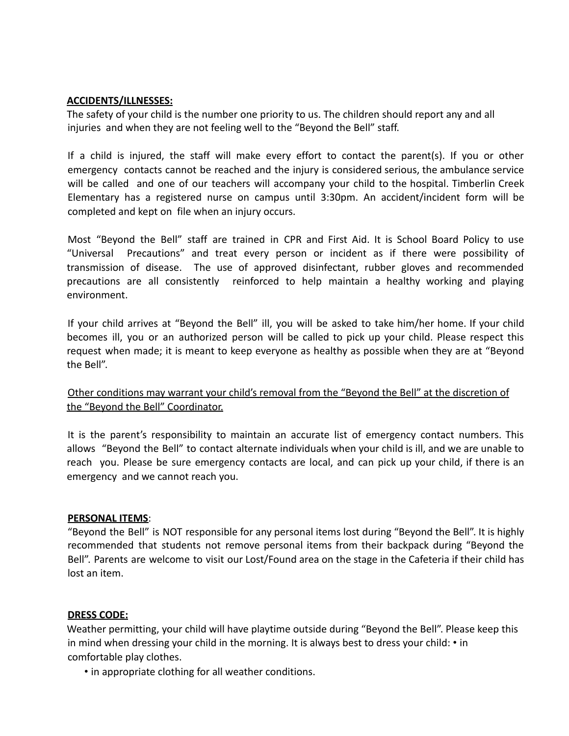**ACCIDENTS/ILLNESSES:**

The safety of your child is the number one priority to us. The children should report any and all injuries and when they are not feeling well to the "Beyond the Bell" staff.

If a child is injured, the staff will make every effort to contact the parent(s). If you or other emergency contacts cannot be reached and the injury is considered serious, the ambulance service will be called and one of our teachers will accompany your child to the hospital. Timberlin Creek Elementary has a registered nurse on campus until 3:30pm. An accident/incident form will be completed and kept on file when an injury occurs.

Most "Beyond the Bell" staff are trained in CPR and First Aid. It is School Board Policy to use "Universal Precautions" and treat every person or incident as if there were possibility of transmission of disease. The use of approved disinfectant, rubber gloves and recommended precautions are all consistently reinforced to help maintain a healthy working and playing environment.

If your child arrives at "Beyond the Bell" ill, you will be asked to take him/her home. If your child becomes ill, you or an authorized person will be called to pick up your child. Please respect this request when made; it is meant to keep everyone as healthy as possible when they are at "Beyond the Bell".

<u>Other conditions may warrant your child's removal from the "Beyond the Bell" at the discretion of the "Beyond the Bell" Coordinator.</u>

It is the parent's responsibility to maintain an accurate list of emergency contact numbers. This allows "Beyond the Bell" to contact alternate individuals when your child is ill, and we are unable to reach you. Please be sure emergency contacts are local, and can pick up your child, if there is an emergency and we cannot reach you.

**PERSONAL ITEMS**:

"Beyond the Bell" is NOT responsible for any personal items lost during "Beyond the Bell". It is highly recommended that students not remove personal items from their backpack during "Beyond the Bell". Parents are welcome to visit our Lost/Found area on the stage in the Cafeteria if their child has lost an item.

**DRESS CODE:**

Weather permitting, your child will have playtime outside during "Beyond the Bell". Please keep this in mind when dressing your child in the morning. It is always best to dress your child:

- in comfortable play clothes.
- in appropriate clothing for all weather conditions.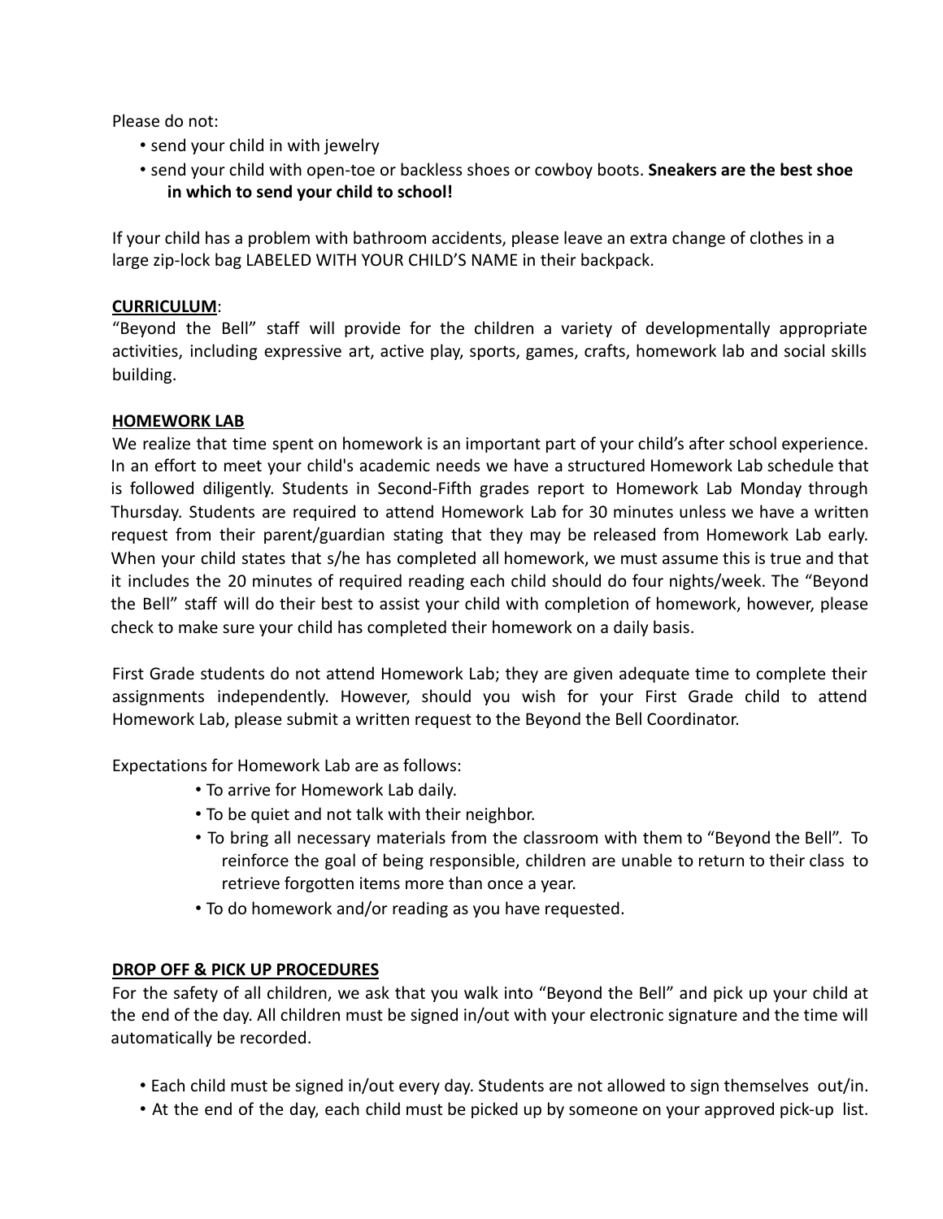Please do not:

- send your child in with jewelry
- send your child with open-toe or backless shoes or cowboy boots. **Sneakers are the best shoe in which to send your child to school!**

If your child has a problem with bathroom accidents, please leave an extra change of clothes in a large zip-lock bag LABELED WITH YOUR CHILD'S NAME in their backpack.

**CURRICULUM**:

"Beyond the Bell" staff will provide for the children a variety of developmentally appropriate activities, including expressive art, active play, sports, games, crafts, homework lab and social skills building.

**HOMEWORK LAB**

We realize that time spent on homework is an important part of your child's after school experience. In an effort to meet your child's academic needs we have a structured Homework Lab schedule that is followed diligently. Students in Second-Fifth grades report to Homework Lab Monday through Thursday. Students are required to attend Homework Lab for 30 minutes unless we have a written request from their parent/guardian stating that they may be released from Homework Lab early. When your child states that s/he has completed all homework, we must assume this is true and that it includes the 20 minutes of required reading each child should do four nights/week. The "Beyond the Bell" staff will do their best to assist your child with completion of homework, however, please check to make sure your child has completed their homework on a daily basis.

First Grade students do not attend Homework Lab; they are given adequate time to complete their assignments independently. However, should you wish for your First Grade child to attend Homework Lab, please submit a written request to the Beyond the Bell Coordinator.

Expectations for Homework Lab are as follows:

- To arrive for Homework Lab daily.
- To be quiet and not talk with their neighbor.
- To bring all necessary materials from the classroom with them to "Beyond the Bell". To reinforce the goal of being responsible, children are unable to return to their class to retrieve forgotten items more than once a year.
- To do homework and/or reading as you have requested.

**DROP OFF & PICK UP PROCEDURES**

For the safety of all children, we ask that you walk into "Beyond the Bell" and pick up your child at the end of the day. All children must be signed in/out with your electronic signature and the time will automatically be recorded.

- Each child must be signed in/out every day. Students are not allowed to sign themselves out/in.
- At the end of the day, each child must be picked up by someone on your approved pick-up list.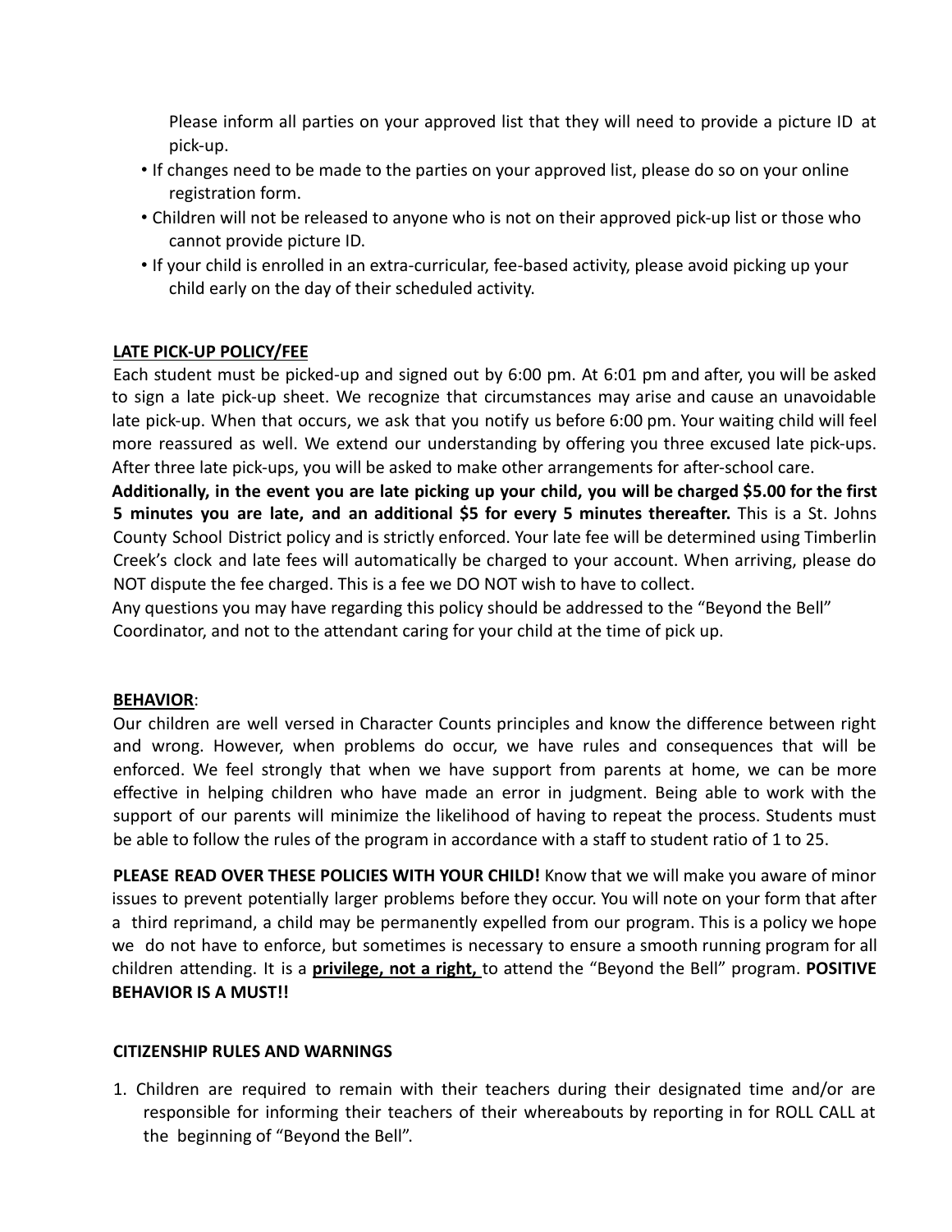Please inform all parties on your approved list that they will need to provide a picture ID at pick-up.

- If changes need to be made to the parties on your approved list, please do so on your online registration form.
- Children will not be released to anyone who is not on their approved pick-up list or those who cannot provide picture ID.
- If your child is enrolled in an extra-curricular, fee-based activity, please avoid picking up your child early on the day of their scheduled activity.

**<u>LATE PICK-UP POLICY/FEE</u>**

Each student must be picked-up and signed out by 6:00 pm. At 6:01 pm and after, you will be asked to sign a late pick-up sheet. We recognize that circumstances may arise and cause an unavoidable late pick-up. When that occurs, we ask that you notify us before 6:00 pm. Your waiting child will feel more reassured as well. We extend our understanding by offering you three excused late pick-ups. After three late pick-ups, you will be asked to make other arrangements for after-school care. **Additionally, in the event you are late picking up your child, you will be charged $5.00 for the first 5 minutes you are late, and an additional $5 for every 5 minutes thereafter.** This is a St. Johns County School District policy and is strictly enforced. Your late fee will be determined using Timberlin Creek's clock and late fees will automatically be charged to your account. When arriving, please do NOT dispute the fee charged. This is a fee we DO NOT wish to have to collect.

Any questions you may have regarding this policy should be addressed to the "Beyond the Bell" Coordinator, and not to the attendant caring for your child at the time of pick up.

**<u>BEHAVIOR</u>**:

Our children are well versed in Character Counts principles and know the difference between right and wrong. However, when problems do occur, we have rules and consequences that will be enforced. We feel strongly that when we have support from parents at home, we can be more effective in helping children who have made an error in judgment. Being able to work with the support of our parents will minimize the likelihood of having to repeat the process. Students must be able to follow the rules of the program in accordance with a staff to student ratio of 1 to 25.

**PLEASE READ OVER THESE POLICIES WITH YOUR CHILD!** Know that we will make you aware of minor issues to prevent potentially larger problems before they occur. You will note on your form that after a third reprimand, a child may be permanently expelled from our program. This is a policy we hope we do not have to enforce, but sometimes is necessary to ensure a smooth running program for all children attending. It is a **<u>privilege, not a right,</u>** to attend the "Beyond the Bell" program. **POSITIVE BEHAVIOR IS A MUST!!**

**CITIZENSHIP RULES AND WARNINGS**

1. Children are required to remain with their teachers during their designated time and/or are responsible for informing their teachers of their whereabouts by reporting in for ROLL CALL at the beginning of "Beyond the Bell".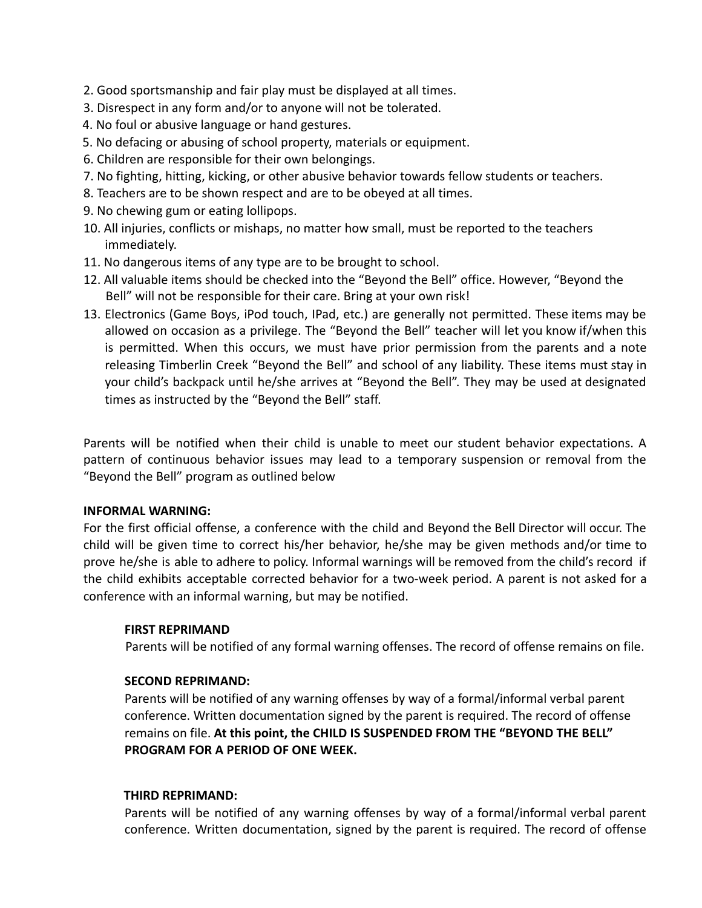2. Good sportsmanship and fair play must be displayed at all times.
3. Disrespect in any form and/or to anyone will not be tolerated.
4. No foul or abusive language or hand gestures.
5. No defacing or abusing of school property, materials or equipment.
6. Children are responsible for their own belongings.
7. No fighting, hitting, kicking, or other abusive behavior towards fellow students or teachers.
8. Teachers are to be shown respect and are to be obeyed at all times.
9. No chewing gum or eating lollipops.
10. All injuries, conflicts or mishaps, no matter how small, must be reported to the teachers immediately.
11. No dangerous items of any type are to be brought to school.
12. All valuable items should be checked into the "Beyond the Bell" office. However, "Beyond the Bell" will not be responsible for their care. Bring at your own risk!
13. Electronics (Game Boys, iPod touch, IPad, etc.) are generally not permitted. These items may be allowed on occasion as a privilege. The "Beyond the Bell" teacher will let you know if/when this is permitted. When this occurs, we must have prior permission from the parents and a note releasing Timberlin Creek "Beyond the Bell" and school of any liability. These items must stay in your child's backpack until he/she arrives at "Beyond the Bell". They may be used at designated times as instructed by the "Beyond the Bell" staff.

Parents will be notified when their child is unable to meet our student behavior expectations. A pattern of continuous behavior issues may lead to a temporary suspension or removal from the "Beyond the Bell" program as outlined below

**INFORMAL WARNING:**

For the first official offense, a conference with the child and Beyond the Bell Director will occur. The child will be given time to correct his/her behavior, he/she may be given methods and/or time to prove he/she is able to adhere to policy. Informal warnings will be removed from the child's record if the child exhibits acceptable corrected behavior for a two-week period. A parent is not asked for a conference with an informal warning, but may be notified.

**FIRST REPRIMAND**

Parents will be notified of any formal warning offenses. The record of offense remains on file.

**SECOND REPRIMAND:**

Parents will be notified of any warning offenses by way of a formal/informal verbal parent conference. Written documentation signed by the parent is required. The record of offense remains on file. **At this point, the CHILD IS SUSPENDED FROM THE "BEYOND THE BELL" PROGRAM FOR A PERIOD OF ONE WEEK.**

**THIRD REPRIMAND:**

Parents will be notified of any warning offenses by way of a formal/informal verbal parent conference. Written documentation, signed by the parent is required. The record of offense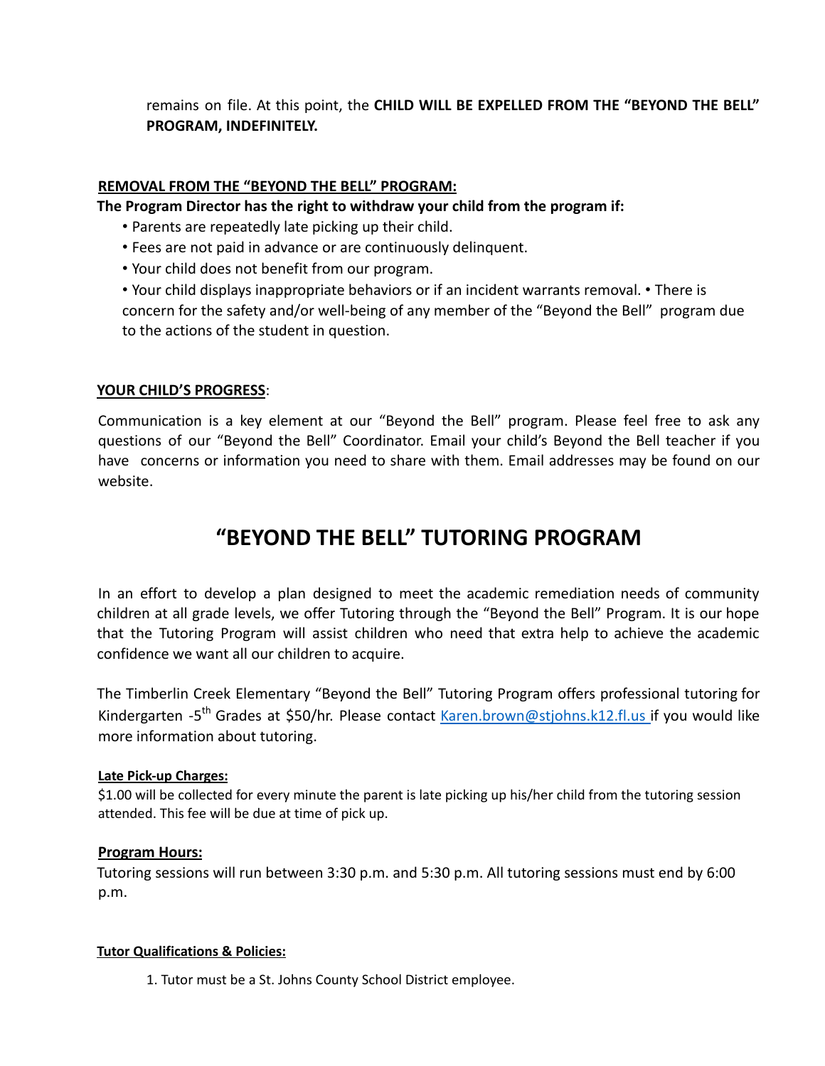remains on file. At this point, the **CHILD WILL BE EXPELLED FROM THE "BEYOND THE BELL" PROGRAM, INDEFINITELY.**

**REMOVAL FROM THE "BEYOND THE BELL" PROGRAM:**

**The Program Director has the right to withdraw your child from the program if:**

- Parents are repeatedly late picking up their child.
- Fees are not paid in advance or are continuously delinquent.
- Your child does not benefit from our program.
- Your child displays inappropriate behaviors or if an incident warrants removal.
- There is concern for the safety and/or well-being of any member of the "Beyond the Bell" program due to the actions of the student in question.

**YOUR CHILD'S PROGRESS**:

Communication is a key element at our "Beyond the Bell" program. Please feel free to ask any questions of our "Beyond the Bell" Coordinator. Email your child's Beyond the Bell teacher if you have concerns or information you need to share with them. Email addresses may be found on our website.

# "BEYOND THE BELL" TUTORING PROGRAM

In an effort to develop a plan designed to meet the academic remediation needs of community children at all grade levels, we offer Tutoring through the "Beyond the Bell" Program. It is our hope that the Tutoring Program will assist children who need that extra help to achieve the academic confidence we want all our children to acquire.

The Timberlin Creek Elementary "Beyond the Bell" Tutoring Program offers professional tutoring for Kindergarten -5th Grades at $50/hr. Please contact Karen.brown@stjohns.k12.fl.us if you would like more information about tutoring.

**Late Pick-up Charges:**

$1.00 will be collected for every minute the parent is late picking up his/her child from the tutoring session attended. This fee will be due at time of pick up.

**Program Hours:**

Tutoring sessions will run between 3:30 p.m. and 5:30 p.m. All tutoring sessions must end by 6:00 p.m.

**Tutor Qualifications & Policies:**

1. Tutor must be a St. Johns County School District employee.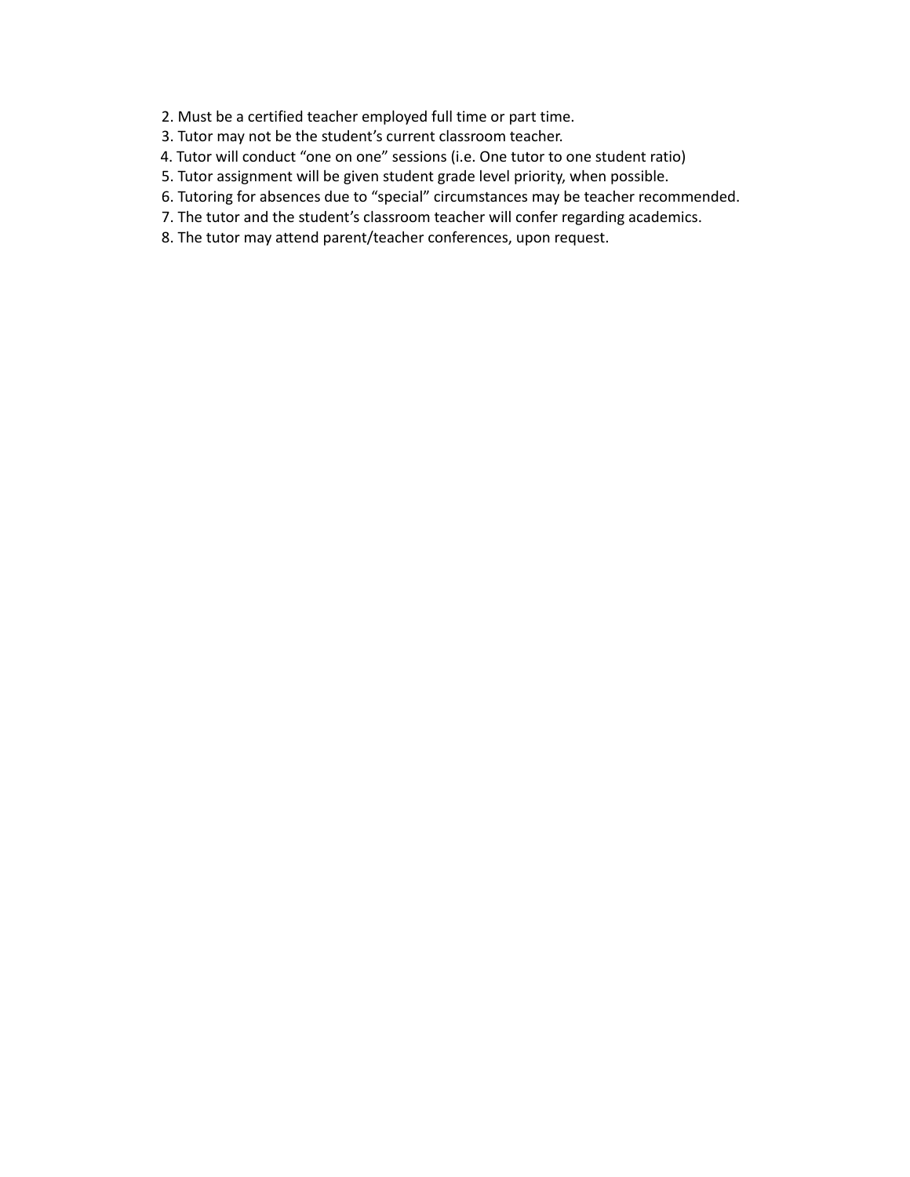2. Must be a certified teacher employed full time or part time.
3. Tutor may not be the student's current classroom teacher.
4. Tutor will conduct "one on one" sessions (i.e. One tutor to one student ratio)
5. Tutor assignment will be given student grade level priority, when possible.
6. Tutoring for absences due to "special" circumstances may be teacher recommended.
7. The tutor and the student's classroom teacher will confer regarding academics.
8. The tutor may attend parent/teacher conferences, upon request.